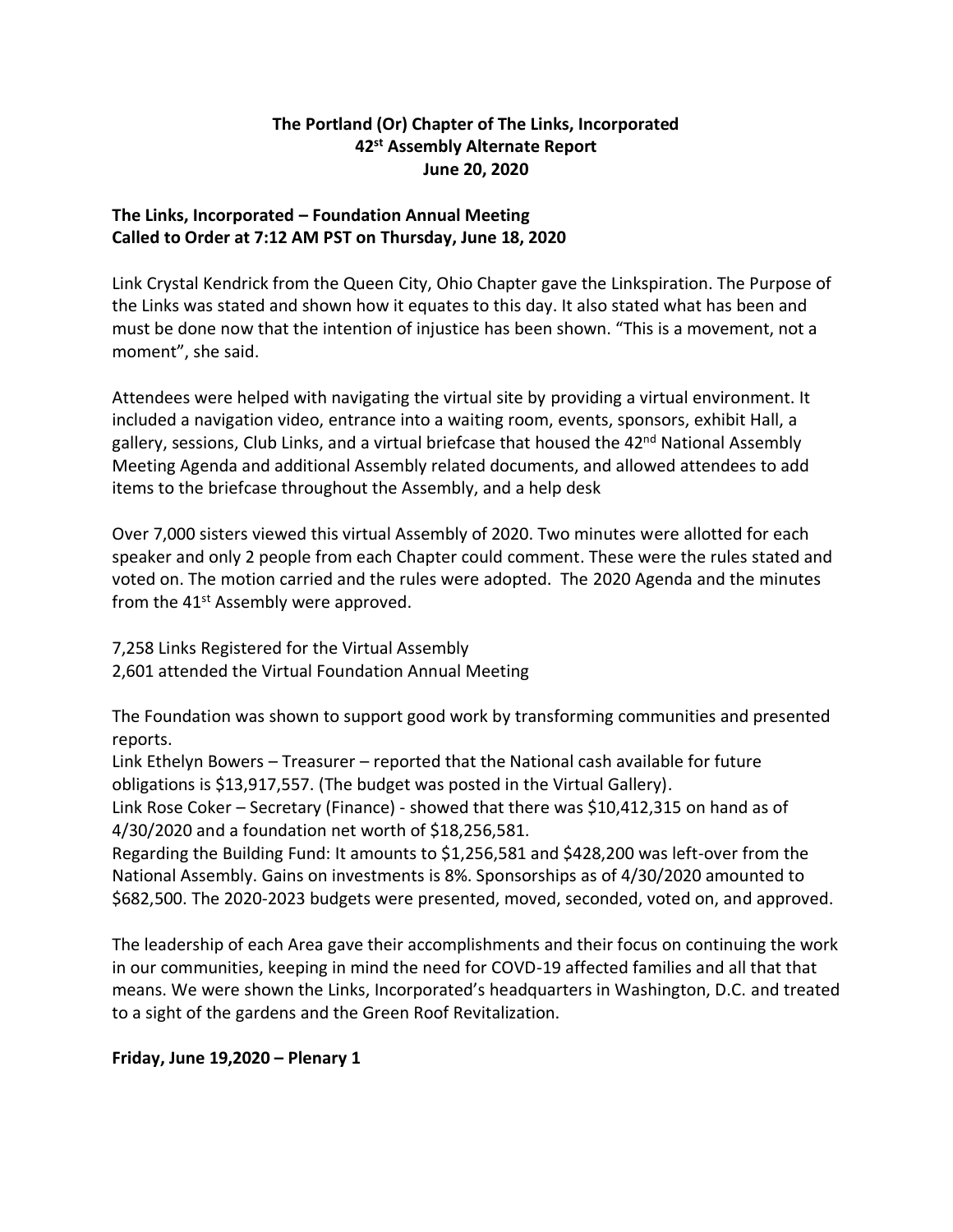**The Portland (Or) Chapter of The Links, Incorporated**
**42st Assembly Alternate Report**
**June 20, 2020**

**The Links, Incorporated – Foundation Annual Meeting**
**Called to Order at 7:12 AM PST on Thursday, June 18, 2020**

Link Crystal Kendrick from the Queen City, Ohio Chapter gave the Linkspiration. The Purpose of the Links was stated and shown how it equates to this day. It also stated what has been and must be done now that the intention of injustice has been shown. "This is a movement, not a moment", she said.

Attendees were helped with navigating the virtual site by providing a virtual environment. It included a navigation video, entrance into a waiting room, events, sponsors, exhibit Hall, a gallery, sessions, Club Links, and a virtual briefcase that housed the 42nd National Assembly Meeting Agenda and additional Assembly related documents, and allowed attendees to add items to the briefcase throughout the Assembly, and a help desk

Over 7,000 sisters viewed this virtual Assembly of 2020. Two minutes were allotted for each speaker and only 2 people from each Chapter could comment. These were the rules stated and voted on. The motion carried and the rules were adopted. The 2020 Agenda and the minutes from the 41st Assembly were approved.

7,258 Links Registered for the Virtual Assembly
2,601 attended the Virtual Foundation Annual Meeting

The Foundation was shown to support good work by transforming communities and presented reports.
Link Ethelyn Bowers – Treasurer – reported that the National cash available for future obligations is $13,917,557. (The budget was posted in the Virtual Gallery).
Link Rose Coker – Secretary (Finance) - showed that there was $10,412,315 on hand as of 4/30/2020 and a foundation net worth of $18,256,581.
Regarding the Building Fund: It amounts to $1,256,581 and $428,200 was left-over from the National Assembly. Gains on investments is 8%. Sponsorships as of 4/30/2020 amounted to $682,500. The 2020-2023 budgets were presented, moved, seconded, voted on, and approved.

The leadership of each Area gave their accomplishments and their focus on continuing the work in our communities, keeping in mind the need for COVD-19 affected families and all that that means. We were shown the Links, Incorporated's headquarters in Washington, D.C. and treated to a sight of the gardens and the Green Roof Revitalization.

**Friday, June 19,2020 – Plenary 1**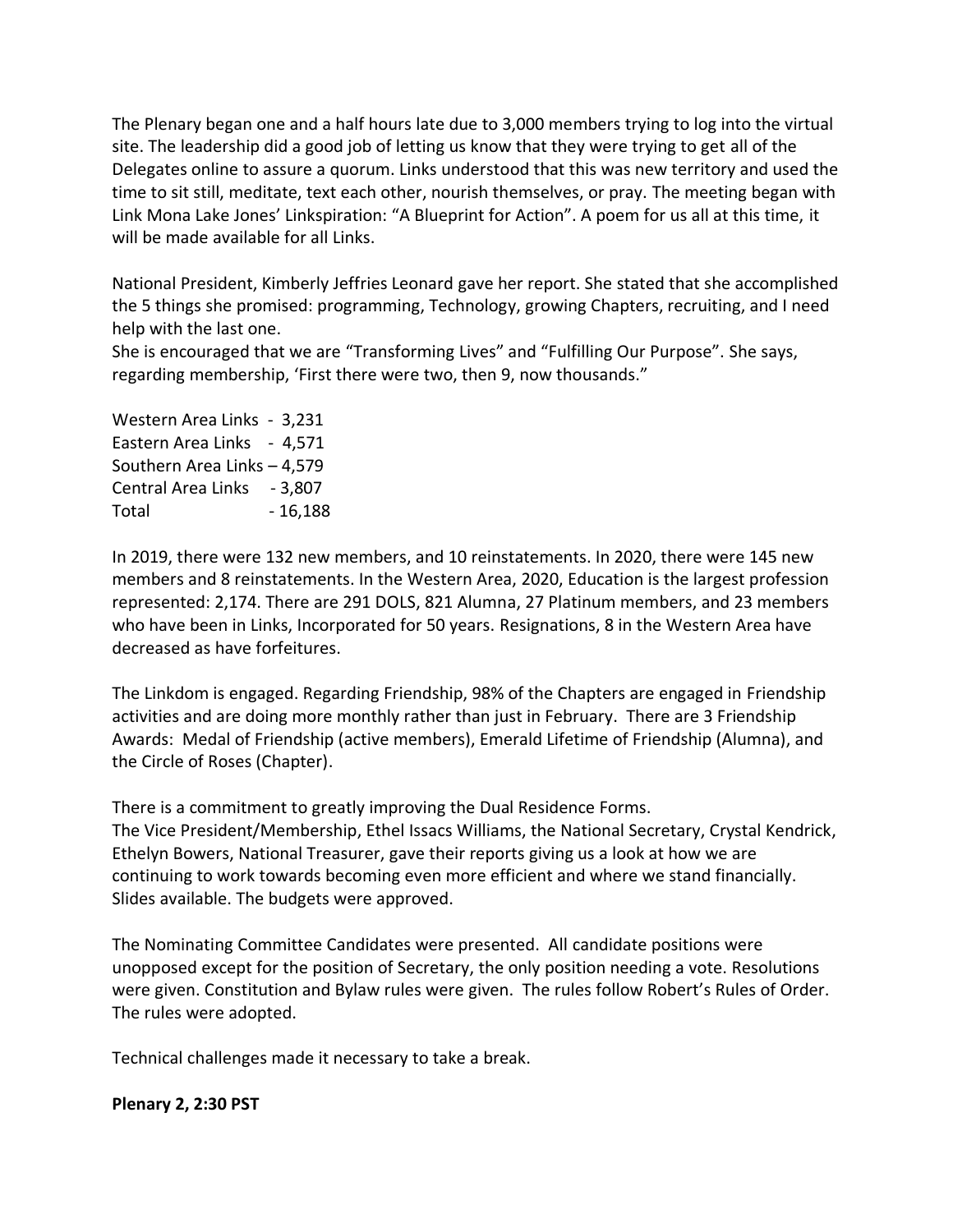The Plenary began one and a half hours late due to 3,000 members trying to log into the virtual site. The leadership did a good job of letting us know that they were trying to get all of the Delegates online to assure a quorum. Links understood that this was new territory and used the time to sit still, meditate, text each other, nourish themselves, or pray. The meeting began with Link Mona Lake Jones' Linkspiration: "A Blueprint for Action". A poem for us all at this time, it will be made available for all Links.

National President, Kimberly Jeffries Leonard gave her report. She stated that she accomplished the 5 things she promised: programming, Technology, growing Chapters, recruiting, and I need help with the last one.

She is encouraged that we are "Transforming Lives" and "Fulfilling Our Purpose". She says, regarding membership, 'First there were two, then 9, now thousands."

Western Area Links - 3,231
Eastern Area Links - 4,571
Southern Area Links – 4,579
Central Area Links - 3,807
Total - 16,188

In 2019, there were 132 new members, and 10 reinstatements. In 2020, there were 145 new members and 8 reinstatements. In the Western Area, 2020, Education is the largest profession represented: 2,174. There are 291 DOLS, 821 Alumna, 27 Platinum members, and 23 members who have been in Links, Incorporated for 50 years. Resignations, 8 in the Western Area have decreased as have forfeitures.

The Linkdom is engaged. Regarding Friendship, 98% of the Chapters are engaged in Friendship activities and are doing more monthly rather than just in February. There are 3 Friendship Awards: Medal of Friendship (active members), Emerald Lifetime of Friendship (Alumna), and the Circle of Roses (Chapter).

There is a commitment to greatly improving the Dual Residence Forms.
The Vice President/Membership, Ethel Issacs Williams, the National Secretary, Crystal Kendrick, Ethelyn Bowers, National Treasurer, gave their reports giving us a look at how we are continuing to work towards becoming even more efficient and where we stand financially. Slides available. The budgets were approved.

The Nominating Committee Candidates were presented. All candidate positions were unopposed except for the position of Secretary, the only position needing a vote. Resolutions were given. Constitution and Bylaw rules were given. The rules follow Robert's Rules of Order. The rules were adopted.

Technical challenges made it necessary to take a break.

**Plenary 2, 2:30 PST**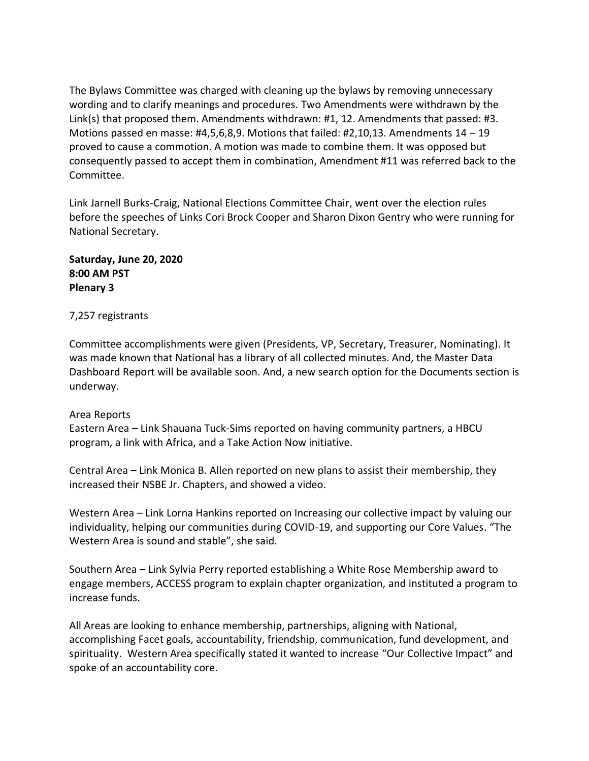The Bylaws Committee was charged with cleaning up the bylaws by removing unnecessary wording and to clarify meanings and procedures. Two Amendments were withdrawn by the Link(s) that proposed them. Amendments withdrawn: #1, 12. Amendments that passed: #3. Motions passed en masse: #4,5,6,8,9. Motions that failed: #2,10,13. Amendments 14 – 19 proved to cause a commotion. A motion was made to combine them. It was opposed but consequently passed to accept them in combination, Amendment #11 was referred back to the Committee.

Link Jarnell Burks-Craig, National Elections Committee Chair, went over the election rules before the speeches of Links Cori Brock Cooper and Sharon Dixon Gentry who were running for National Secretary.

**Saturday, June 20, 2020**
**8:00 AM PST**
**Plenary 3**

7,257 registrants

Committee accomplishments were given (Presidents, VP, Secretary, Treasurer, Nominating). It was made known that National has a library of all collected minutes. And, the Master Data Dashboard Report will be available soon. And, a new search option for the Documents section is underway.

Area Reports
Eastern Area – Link Shauana Tuck-Sims reported on having community partners, a HBCU program, a link with Africa, and a Take Action Now initiative.

Central Area – Link Monica B. Allen reported on new plans to assist their membership, they increased their NSBE Jr. Chapters, and showed a video.

Western Area – Link Lorna Hankins reported on Increasing our collective impact by valuing our individuality, helping our communities during COVID-19, and supporting our Core Values. “The Western Area is sound and stable”, she said.

Southern Area – Link Sylvia Perry reported establishing a White Rose Membership award to engage members, ACCESS program to explain chapter organization, and instituted a program to increase funds.

All Areas are looking to enhance membership, partnerships, aligning with National, accomplishing Facet goals, accountability, friendship, communication, fund development, and spirituality. Western Area specifically stated it wanted to increase “Our Collective Impact” and spoke of an accountability core.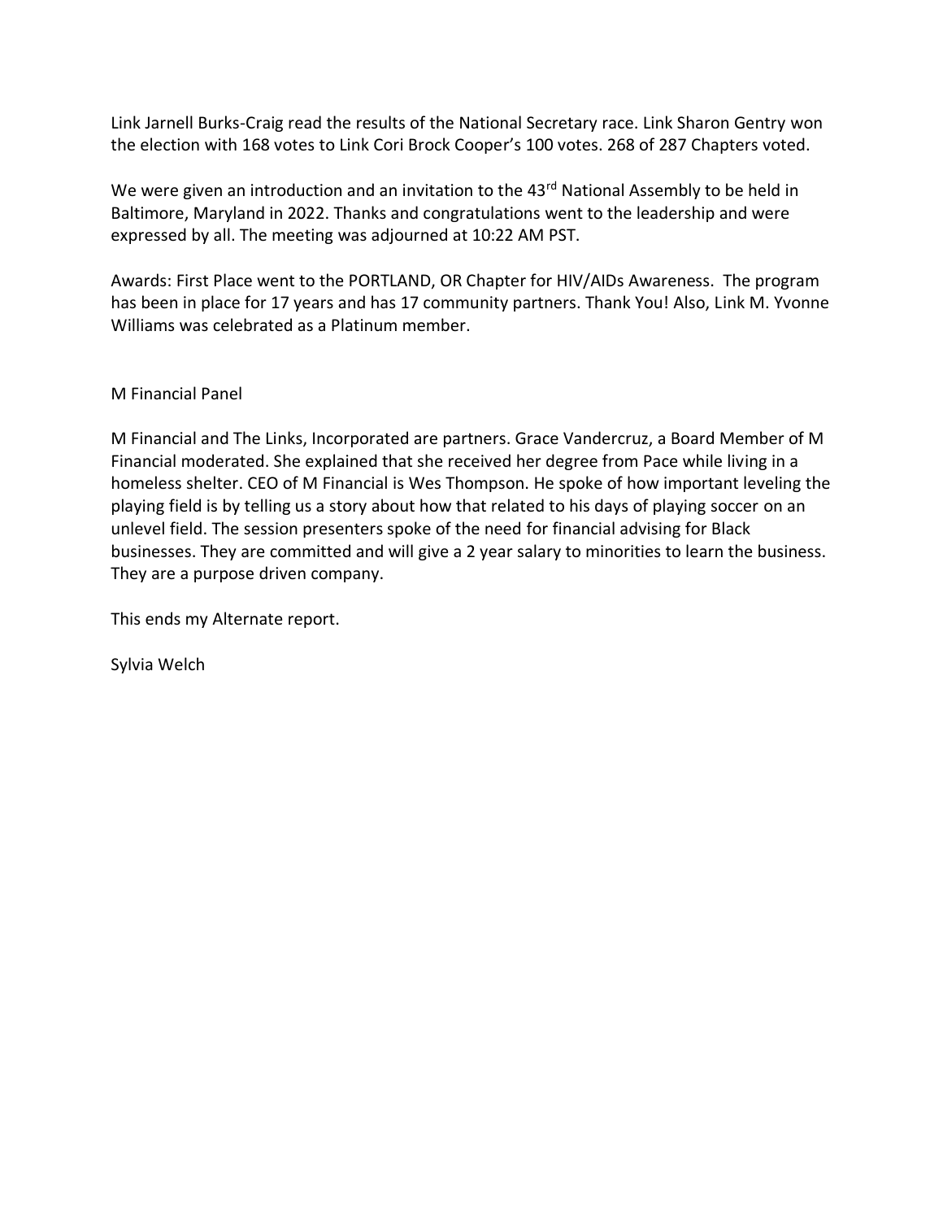Link Jarnell Burks-Craig read the results of the National Secretary race. Link Sharon Gentry won the election with 168 votes to Link Cori Brock Cooper's 100 votes. 268 of 287 Chapters voted.

We were given an introduction and an invitation to the 43rd National Assembly to be held in Baltimore, Maryland in 2022. Thanks and congratulations went to the leadership and were expressed by all. The meeting was adjourned at 10:22 AM PST.

Awards: First Place went to the PORTLAND, OR Chapter for HIV/AIDs Awareness. The program has been in place for 17 years and has 17 community partners. Thank You! Also, Link M. Yvonne Williams was celebrated as a Platinum member.

M Financial Panel

M Financial and The Links, Incorporated are partners. Grace Vandercruz, a Board Member of M Financial moderated. She explained that she received her degree from Pace while living in a homeless shelter. CEO of M Financial is Wes Thompson. He spoke of how important leveling the playing field is by telling us a story about how that related to his days of playing soccer on an unlevel field. The session presenters spoke of the need for financial advising for Black businesses. They are committed and will give a 2 year salary to minorities to learn the business. They are a purpose driven company.

This ends my Alternate report.

Sylvia Welch